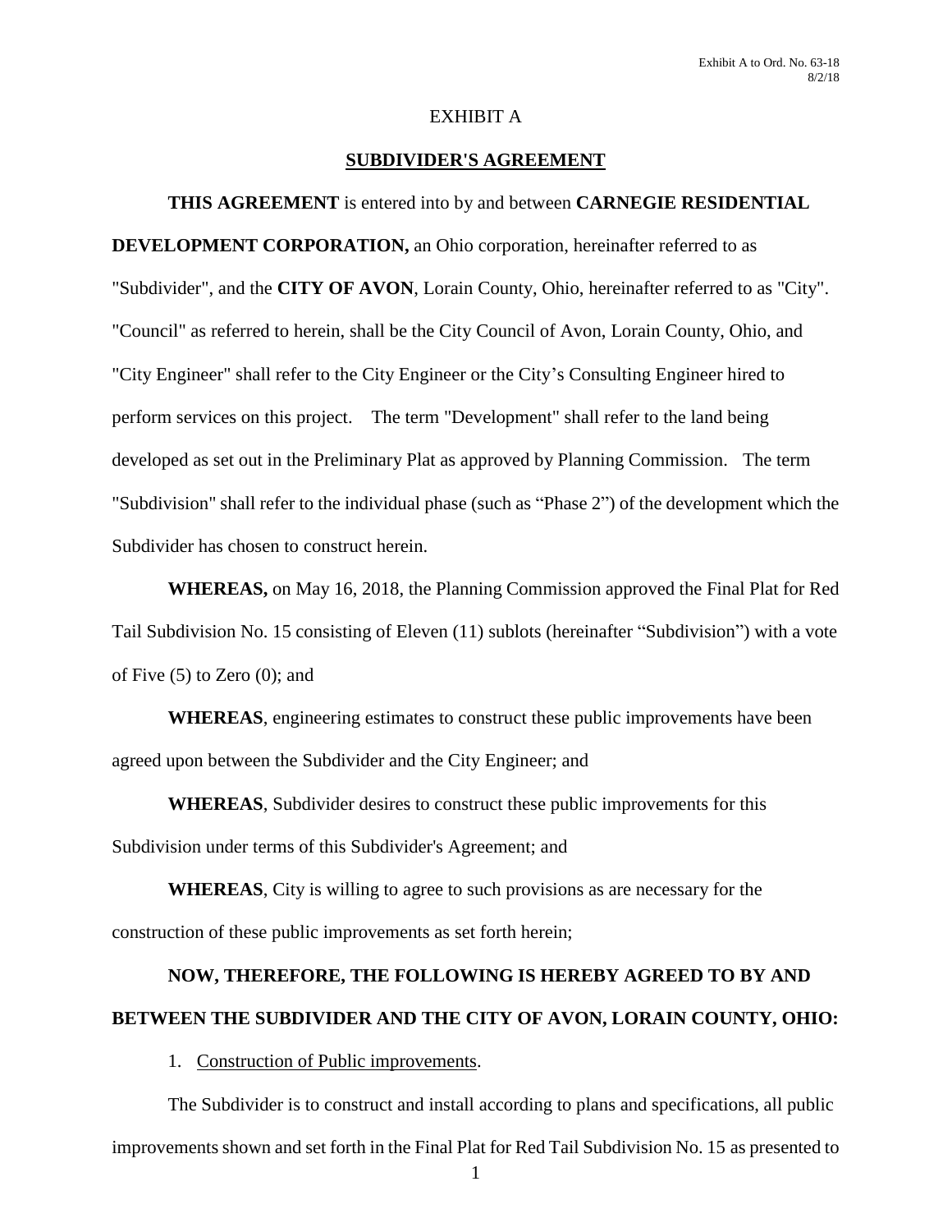Exhibit A to Ord. No. 63-18
8/2/18

# EXHIBIT A

## SUBDIVIDER'S AGREEMENT

**THIS AGREEMENT** is entered into by and between **CARNEGIE RESIDENTIAL DEVELOPMENT CORPORATION,** an Ohio corporation, hereinafter referred to as "Subdivider", and the **CITY OF AVON**, Lorain County, Ohio, hereinafter referred to as "City". "Council" as referred to herein, shall be the City Council of Avon, Lorain County, Ohio, and "City Engineer" shall refer to the City Engineer or the City's Consulting Engineer hired to perform services on this project. The term "Development" shall refer to the land being developed as set out in the Preliminary Plat as approved by Planning Commission. The term "Subdivision" shall refer to the individual phase (such as "Phase 2") of the development which the Subdivider has chosen to construct herein.

**WHEREAS,** on May 16, 2018, the Planning Commission approved the Final Plat for Red Tail Subdivision No. 15 consisting of Eleven (11) sublots (hereinafter "Subdivision") with a vote of Five (5) to Zero (0); and

**WHEREAS**, engineering estimates to construct these public improvements have been agreed upon between the Subdivider and the City Engineer; and

**WHEREAS**, Subdivider desires to construct these public improvements for this Subdivision under terms of this Subdivider's Agreement; and

**WHEREAS**, City is willing to agree to such provisions as are necessary for the construction of these public improvements as set forth herein;

**NOW, THEREFORE, THE FOLLOWING IS HEREBY AGREED TO BY AND BETWEEN THE SUBDIVIDER AND THE CITY OF AVON, LORAIN COUNTY, OHIO:**

1. Construction of Public improvements.

The Subdivider is to construct and install according to plans and specifications, all public improvements shown and set forth in the Final Plat for Red Tail Subdivision No. 15 as presented to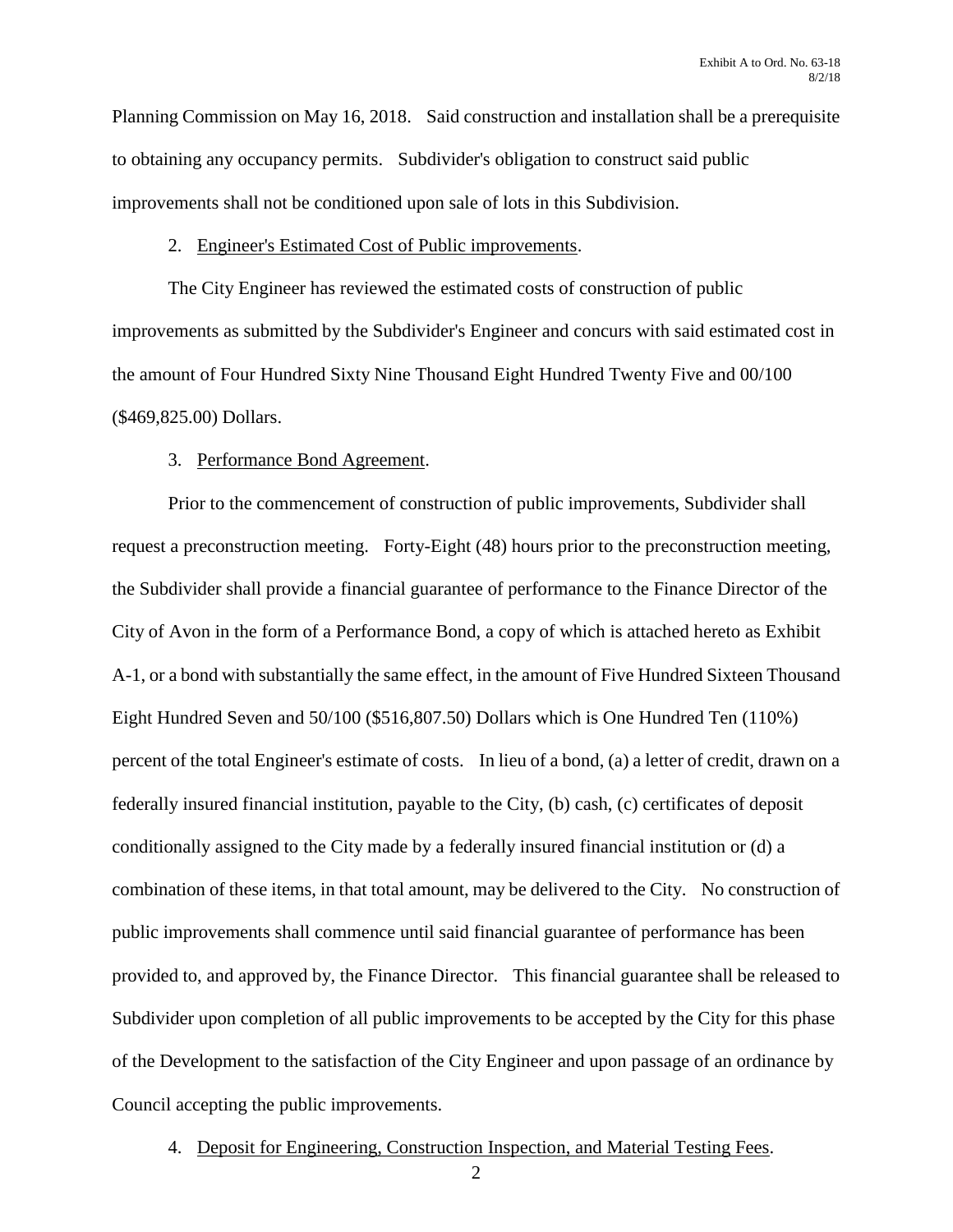Planning Commission on May 16, 2018. Said construction and installation shall be a prerequisite to obtaining any occupancy permits. Subdivider's obligation to construct said public improvements shall not be conditioned upon sale of lots in this Subdivision.

2. Engineer's Estimated Cost of Public improvements.

The City Engineer has reviewed the estimated costs of construction of public improvements as submitted by the Subdivider's Engineer and concurs with said estimated cost in the amount of Four Hundred Sixty Nine Thousand Eight Hundred Twenty Five and 00/100 ($469,825.00) Dollars.

3. Performance Bond Agreement.

Prior to the commencement of construction of public improvements, Subdivider shall request a preconstruction meeting. Forty-Eight (48) hours prior to the preconstruction meeting, the Subdivider shall provide a financial guarantee of performance to the Finance Director of the City of Avon in the form of a Performance Bond, a copy of which is attached hereto as Exhibit A-1, or a bond with substantially the same effect, in the amount of Five Hundred Sixteen Thousand Eight Hundred Seven and 50/100 ($516,807.50) Dollars which is One Hundred Ten (110%) percent of the total Engineer's estimate of costs. In lieu of a bond, (a) a letter of credit, drawn on a federally insured financial institution, payable to the City, (b) cash, (c) certificates of deposit conditionally assigned to the City made by a federally insured financial institution or (d) a combination of these items, in that total amount, may be delivered to the City. No construction of public improvements shall commence until said financial guarantee of performance has been provided to, and approved by, the Finance Director. This financial guarantee shall be released to Subdivider upon completion of all public improvements to be accepted by the City for this phase of the Development to the satisfaction of the City Engineer and upon passage of an ordinance by Council accepting the public improvements.

4. Deposit for Engineering, Construction Inspection, and Material Testing Fees.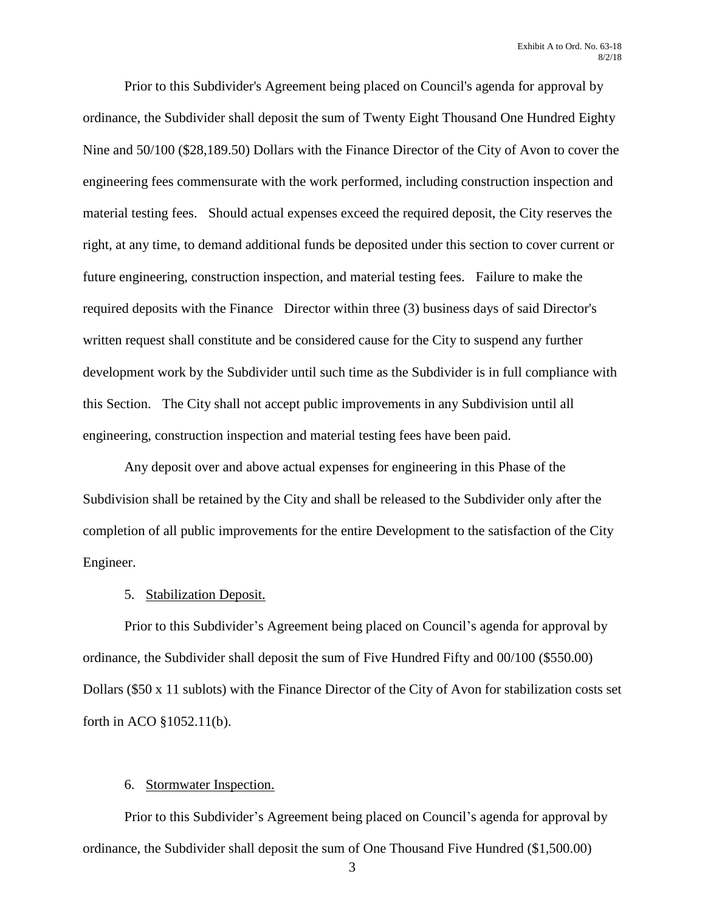Prior to this Subdivider's Agreement being placed on Council's agenda for approval by ordinance, the Subdivider shall deposit the sum of Twenty Eight Thousand One Hundred Eighty Nine and 50/100 ($28,189.50) Dollars with the Finance Director of the City of Avon to cover the engineering fees commensurate with the work performed, including construction inspection and material testing fees. Should actual expenses exceed the required deposit, the City reserves the right, at any time, to demand additional funds be deposited under this section to cover current or future engineering, construction inspection, and material testing fees. Failure to make the required deposits with the Finance Director within three (3) business days of said Director's written request shall constitute and be considered cause for the City to suspend any further development work by the Subdivider until such time as the Subdivider is in full compliance with this Section. The City shall not accept public improvements in any Subdivision until all engineering, construction inspection and material testing fees have been paid.

Any deposit over and above actual expenses for engineering in this Phase of the Subdivision shall be retained by the City and shall be released to the Subdivider only after the completion of all public improvements for the entire Development to the satisfaction of the City Engineer.

5. Stabilization Deposit.

Prior to this Subdivider's Agreement being placed on Council's agenda for approval by ordinance, the Subdivider shall deposit the sum of Five Hundred Fifty and 00/100 ($550.00) Dollars ($50 x 11 sublots) with the Finance Director of the City of Avon for stabilization costs set forth in ACO §1052.11(b).

6. Stormwater Inspection.

Prior to this Subdivider's Agreement being placed on Council's agenda for approval by ordinance, the Subdivider shall deposit the sum of One Thousand Five Hundred ($1,500.00)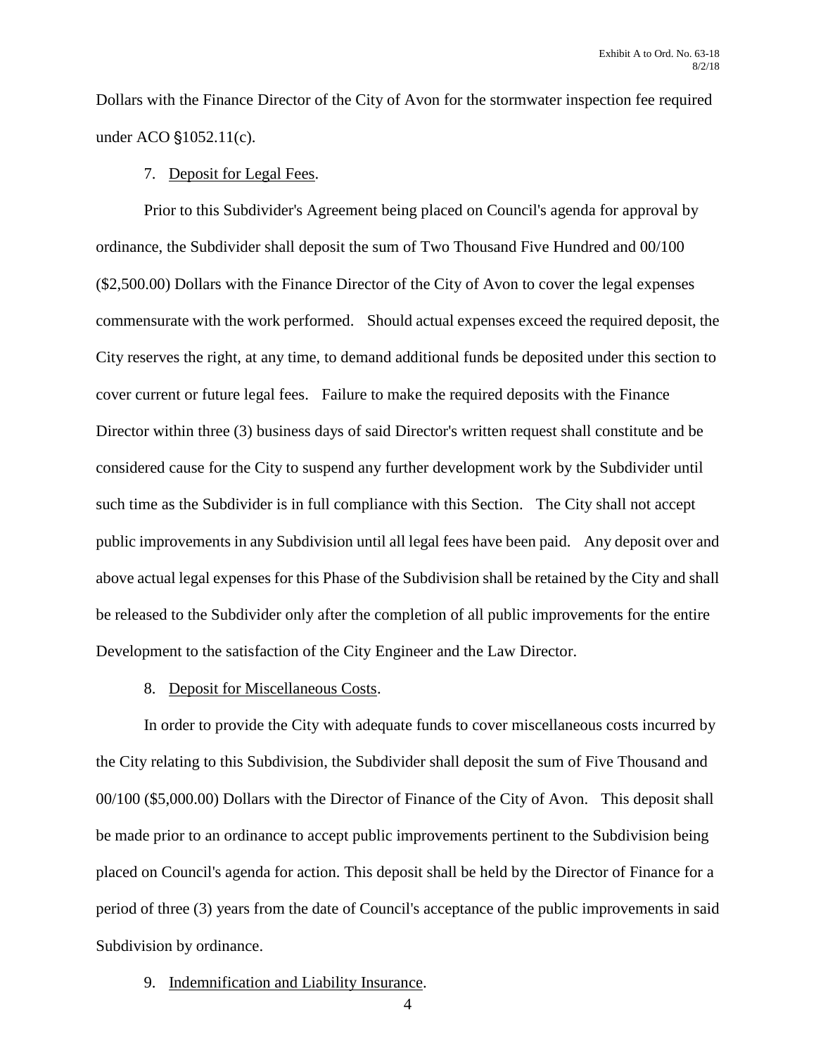Dollars with the Finance Director of the City of Avon for the stormwater inspection fee required under ACO §1052.11(c).

7. <u>Deposit for Legal Fees</u>.

Prior to this Subdivider's Agreement being placed on Council's agenda for approval by ordinance, the Subdivider shall deposit the sum of Two Thousand Five Hundred and 00/100 ($2,500.00) Dollars with the Finance Director of the City of Avon to cover the legal expenses commensurate with the work performed. Should actual expenses exceed the required deposit, the City reserves the right, at any time, to demand additional funds be deposited under this section to cover current or future legal fees. Failure to make the required deposits with the Finance Director within three (3) business days of said Director's written request shall constitute and be considered cause for the City to suspend any further development work by the Subdivider until such time as the Subdivider is in full compliance with this Section. The City shall not accept public improvements in any Subdivision until all legal fees have been paid. Any deposit over and above actual legal expenses for this Phase of the Subdivision shall be retained by the City and shall be released to the Subdivider only after the completion of all public improvements for the entire Development to the satisfaction of the City Engineer and the Law Director.

8. <u>Deposit for Miscellaneous Costs</u>.

In order to provide the City with adequate funds to cover miscellaneous costs incurred by the City relating to this Subdivision, the Subdivider shall deposit the sum of Five Thousand and 00/100 ($5,000.00) Dollars with the Director of Finance of the City of Avon. This deposit shall be made prior to an ordinance to accept public improvements pertinent to the Subdivision being placed on Council's agenda for action. This deposit shall be held by the Director of Finance for a period of three (3) years from the date of Council's acceptance of the public improvements in said Subdivision by ordinance.

9. <u>Indemnification and Liability Insurance</u>.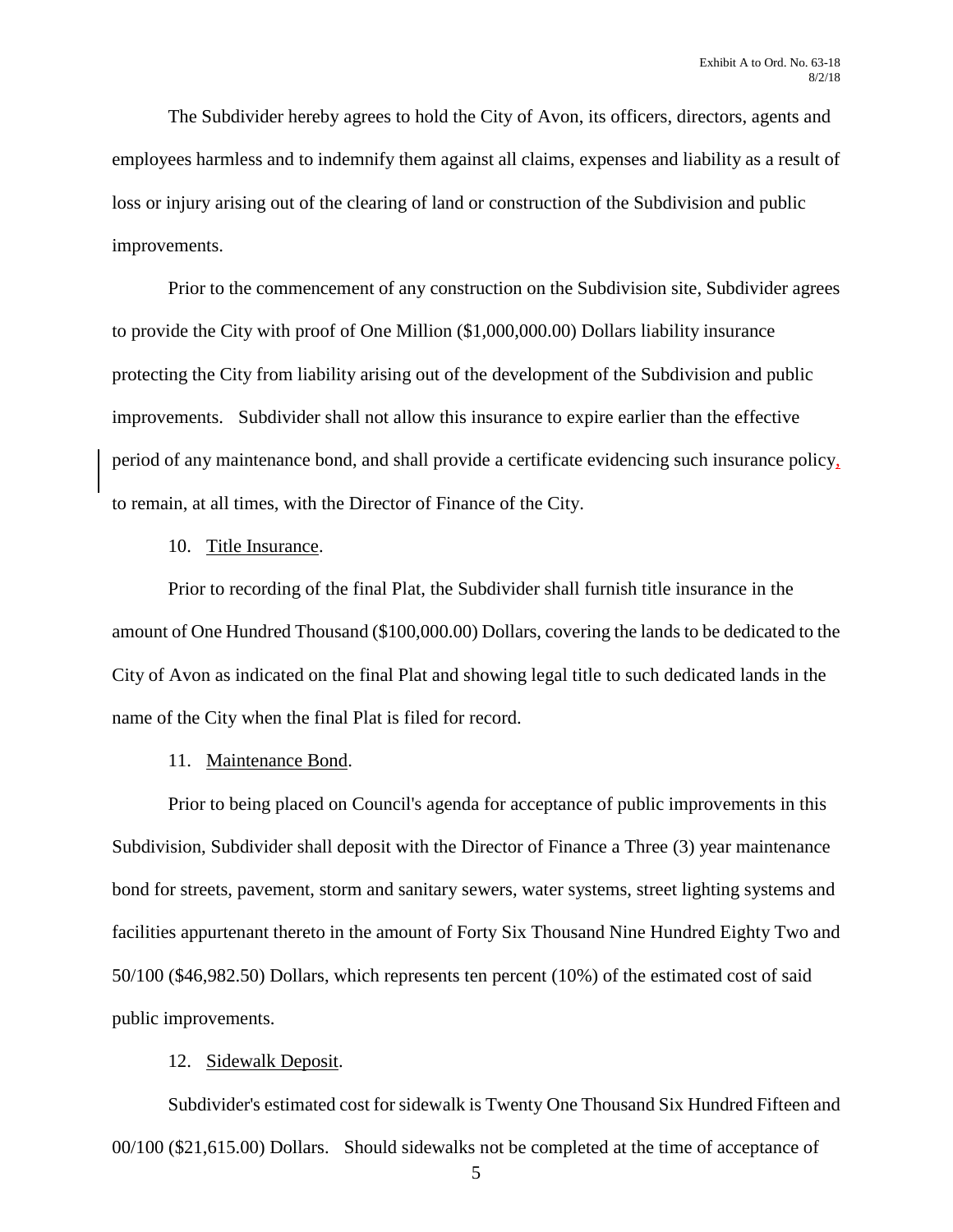The Subdivider hereby agrees to hold the City of Avon, its officers, directors, agents and employees harmless and to indemnify them against all claims, expenses and liability as a result of loss or injury arising out of the clearing of land or construction of the Subdivision and public improvements.

Prior to the commencement of any construction on the Subdivision site, Subdivider agrees to provide the City with proof of One Million ($1,000,000.00) Dollars liability insurance protecting the City from liability arising out of the development of the Subdivision and public improvements. Subdivider shall not allow this insurance to expire earlier than the effective period of any maintenance bond, and shall provide a certificate evidencing such insurance policy, to remain, at all times, with the Director of Finance of the City.

10. Title Insurance.

Prior to recording of the final Plat, the Subdivider shall furnish title insurance in the amount of One Hundred Thousand ($100,000.00) Dollars, covering the lands to be dedicated to the City of Avon as indicated on the final Plat and showing legal title to such dedicated lands in the name of the City when the final Plat is filed for record.

11. Maintenance Bond.

Prior to being placed on Council's agenda for acceptance of public improvements in this Subdivision, Subdivider shall deposit with the Director of Finance a Three (3) year maintenance bond for streets, pavement, storm and sanitary sewers, water systems, street lighting systems and facilities appurtenant thereto in the amount of Forty Six Thousand Nine Hundred Eighty Two and 50/100 ($46,982.50) Dollars, which represents ten percent (10%) of the estimated cost of said public improvements.

12. Sidewalk Deposit.

Subdivider's estimated cost for sidewalk is Twenty One Thousand Six Hundred Fifteen and 00/100 ($21,615.00) Dollars. Should sidewalks not be completed at the time of acceptance of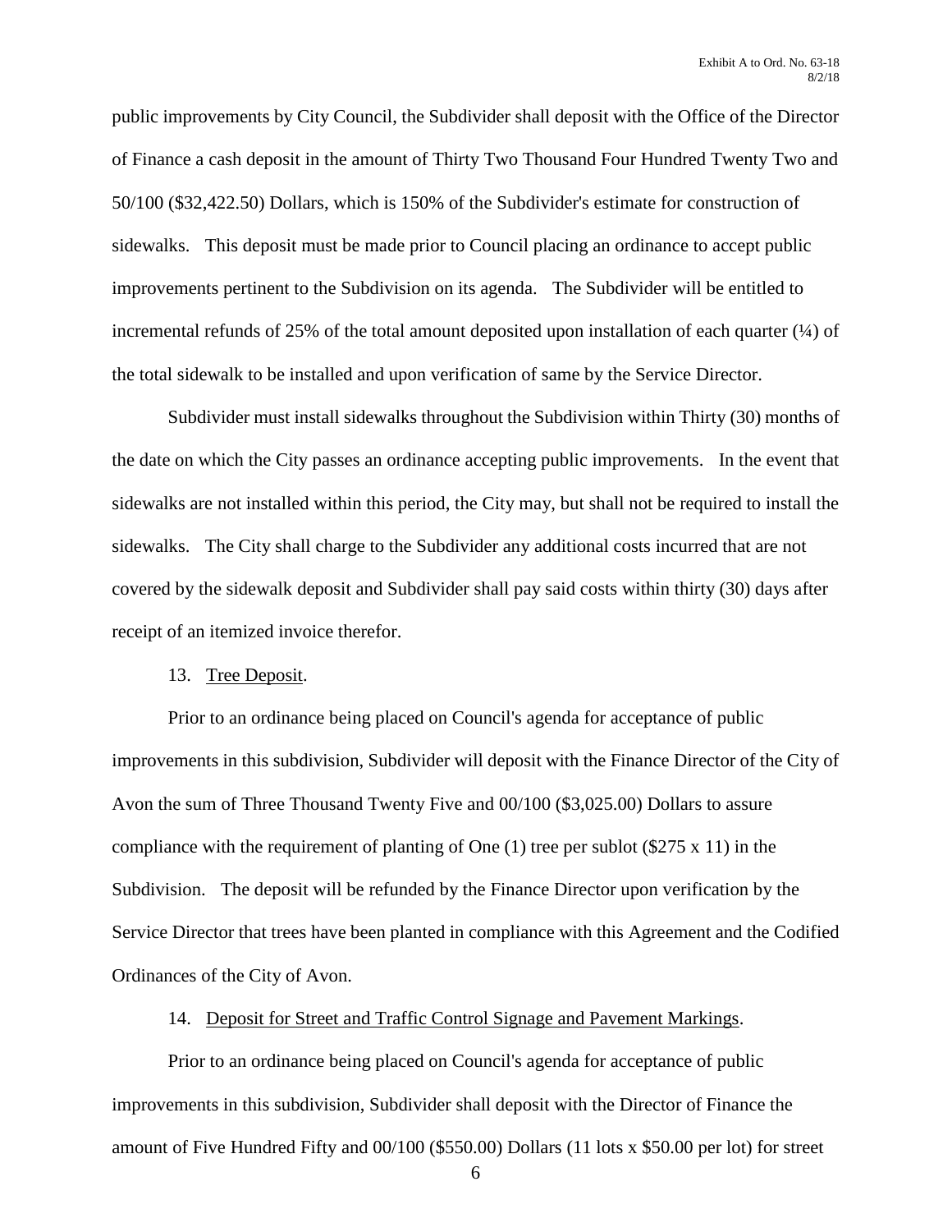public improvements by City Council, the Subdivider shall deposit with the Office of the Director of Finance a cash deposit in the amount of Thirty Two Thousand Four Hundred Twenty Two and 50/100 ($32,422.50) Dollars, which is 150% of the Subdivider's estimate for construction of sidewalks. This deposit must be made prior to Council placing an ordinance to accept public improvements pertinent to the Subdivision on its agenda. The Subdivider will be entitled to incremental refunds of 25% of the total amount deposited upon installation of each quarter (¼) of the total sidewalk to be installed and upon verification of same by the Service Director.

Subdivider must install sidewalks throughout the Subdivision within Thirty (30) months of the date on which the City passes an ordinance accepting public improvements. In the event that sidewalks are not installed within this period, the City may, but shall not be required to install the sidewalks. The City shall charge to the Subdivider any additional costs incurred that are not covered by the sidewalk deposit and Subdivider shall pay said costs within thirty (30) days after receipt of an itemized invoice therefor.

13. Tree Deposit.

Prior to an ordinance being placed on Council's agenda for acceptance of public improvements in this subdivision, Subdivider will deposit with the Finance Director of the City of Avon the sum of Three Thousand Twenty Five and 00/100 ($3,025.00) Dollars to assure compliance with the requirement of planting of One (1) tree per sublot ($275 x 11) in the Subdivision. The deposit will be refunded by the Finance Director upon verification by the Service Director that trees have been planted in compliance with this Agreement and the Codified Ordinances of the City of Avon.

14. Deposit for Street and Traffic Control Signage and Pavement Markings.

Prior to an ordinance being placed on Council's agenda for acceptance of public improvements in this subdivision, Subdivider shall deposit with the Director of Finance the amount of Five Hundred Fifty and 00/100 ($550.00) Dollars (11 lots x $50.00 per lot) for street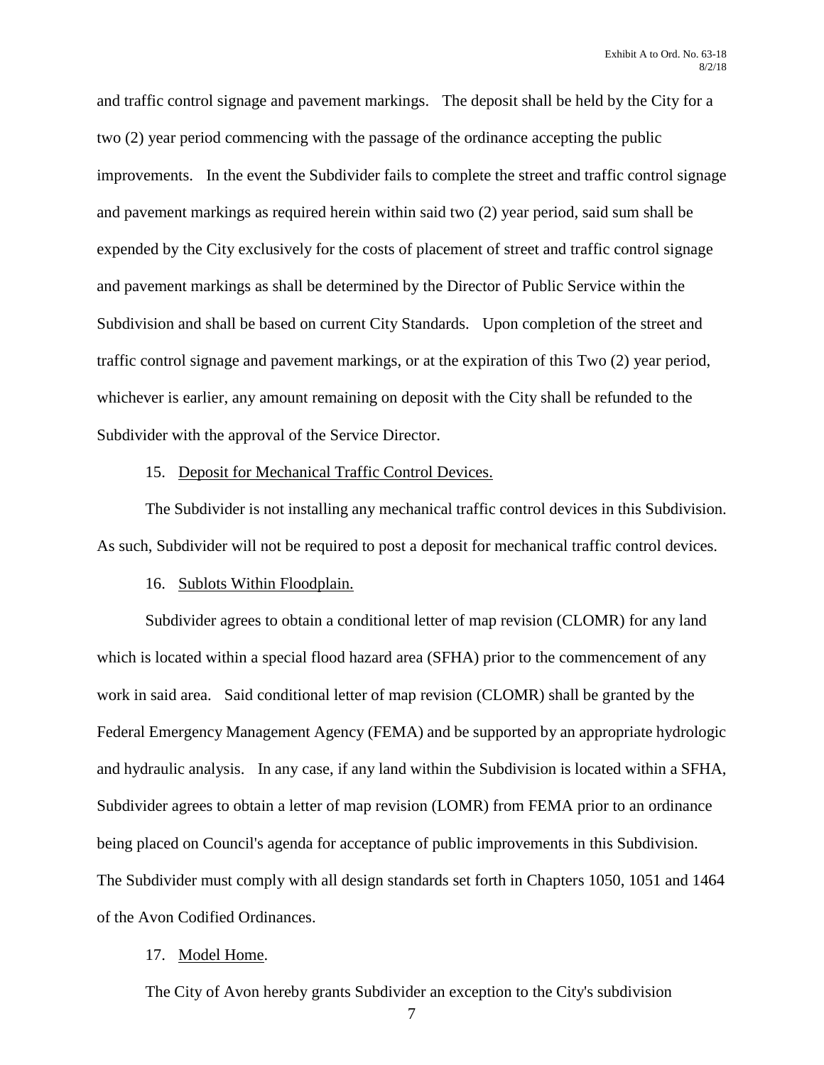and traffic control signage and pavement markings. The deposit shall be held by the City for a two (2) year period commencing with the passage of the ordinance accepting the public improvements. In the event the Subdivider fails to complete the street and traffic control signage and pavement markings as required herein within said two (2) year period, said sum shall be expended by the City exclusively for the costs of placement of street and traffic control signage and pavement markings as shall be determined by the Director of Public Service within the Subdivision and shall be based on current City Standards. Upon completion of the street and traffic control signage and pavement markings, or at the expiration of this Two (2) year period, whichever is earlier, any amount remaining on deposit with the City shall be refunded to the Subdivider with the approval of the Service Director.

15. Deposit for Mechanical Traffic Control Devices.

The Subdivider is not installing any mechanical traffic control devices in this Subdivision. As such, Subdivider will not be required to post a deposit for mechanical traffic control devices.

16. Sublots Within Floodplain.

Subdivider agrees to obtain a conditional letter of map revision (CLOMR) for any land which is located within a special flood hazard area (SFHA) prior to the commencement of any work in said area. Said conditional letter of map revision (CLOMR) shall be granted by the Federal Emergency Management Agency (FEMA) and be supported by an appropriate hydrologic and hydraulic analysis. In any case, if any land within the Subdivision is located within a SFHA, Subdivider agrees to obtain a letter of map revision (LOMR) from FEMA prior to an ordinance being placed on Council's agenda for acceptance of public improvements in this Subdivision. The Subdivider must comply with all design standards set forth in Chapters 1050, 1051 and 1464 of the Avon Codified Ordinances.

17. Model Home.

The City of Avon hereby grants Subdivider an exception to the City's subdivision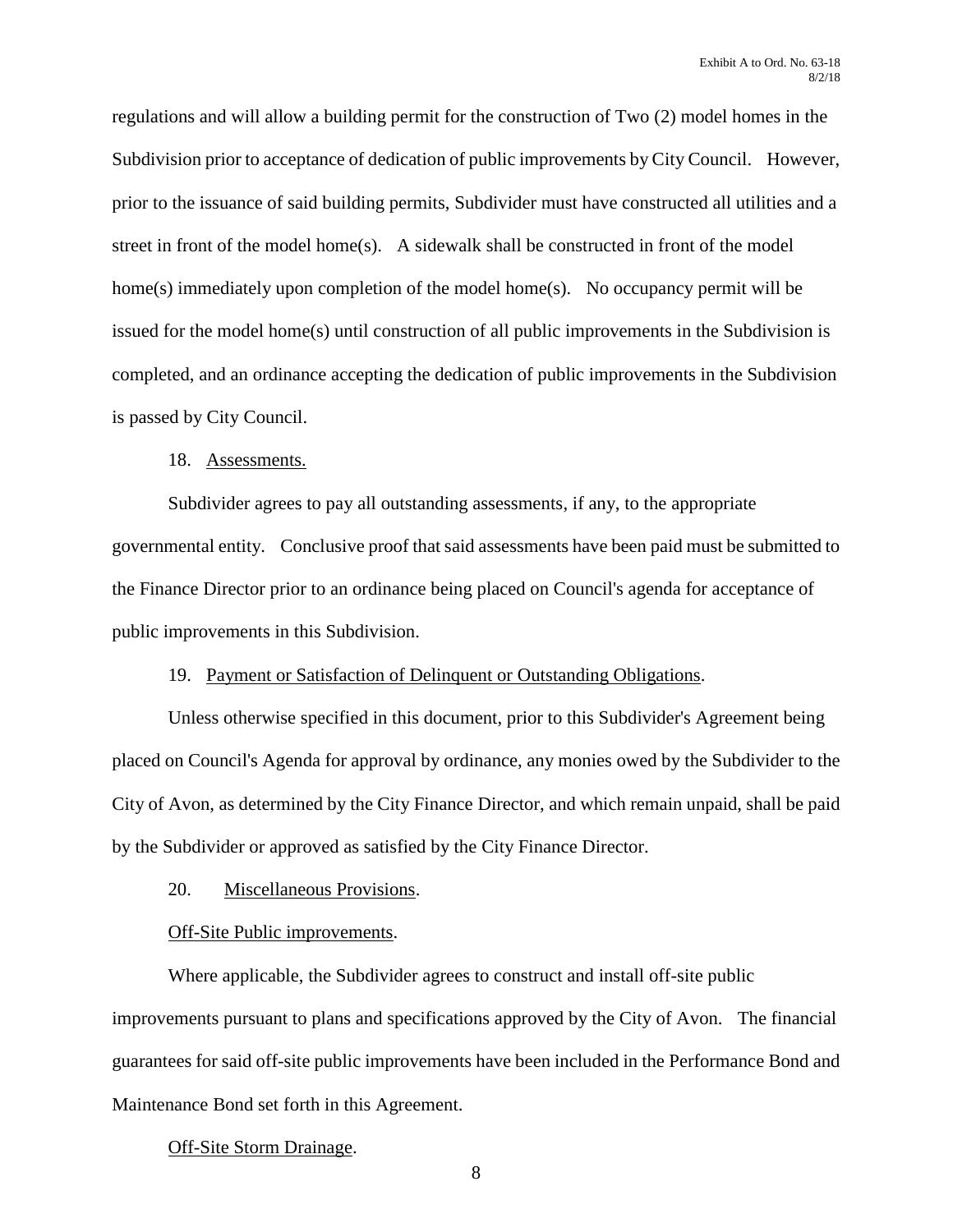regulations and will allow a building permit for the construction of Two (2) model homes in the Subdivision prior to acceptance of dedication of public improvements by City Council. However, prior to the issuance of said building permits, Subdivider must have constructed all utilities and a street in front of the model home(s). A sidewalk shall be constructed in front of the model home(s) immediately upon completion of the model home(s). No occupancy permit will be issued for the model home(s) until construction of all public improvements in the Subdivision is completed, and an ordinance accepting the dedication of public improvements in the Subdivision is passed by City Council.

18. Assessments.

Subdivider agrees to pay all outstanding assessments, if any, to the appropriate governmental entity. Conclusive proof that said assessments have been paid must be submitted to the Finance Director prior to an ordinance being placed on Council's agenda for acceptance of public improvements in this Subdivision.

19. Payment or Satisfaction of Delinquent or Outstanding Obligations.

Unless otherwise specified in this document, prior to this Subdivider's Agreement being placed on Council's Agenda for approval by ordinance, any monies owed by the Subdivider to the City of Avon, as determined by the City Finance Director, and which remain unpaid, shall be paid by the Subdivider or approved as satisfied by the City Finance Director.

20. Miscellaneous Provisions.

Off-Site Public improvements.

Where applicable, the Subdivider agrees to construct and install off-site public improvements pursuant to plans and specifications approved by the City of Avon. The financial guarantees for said off-site public improvements have been included in the Performance Bond and Maintenance Bond set forth in this Agreement.

Off-Site Storm Drainage.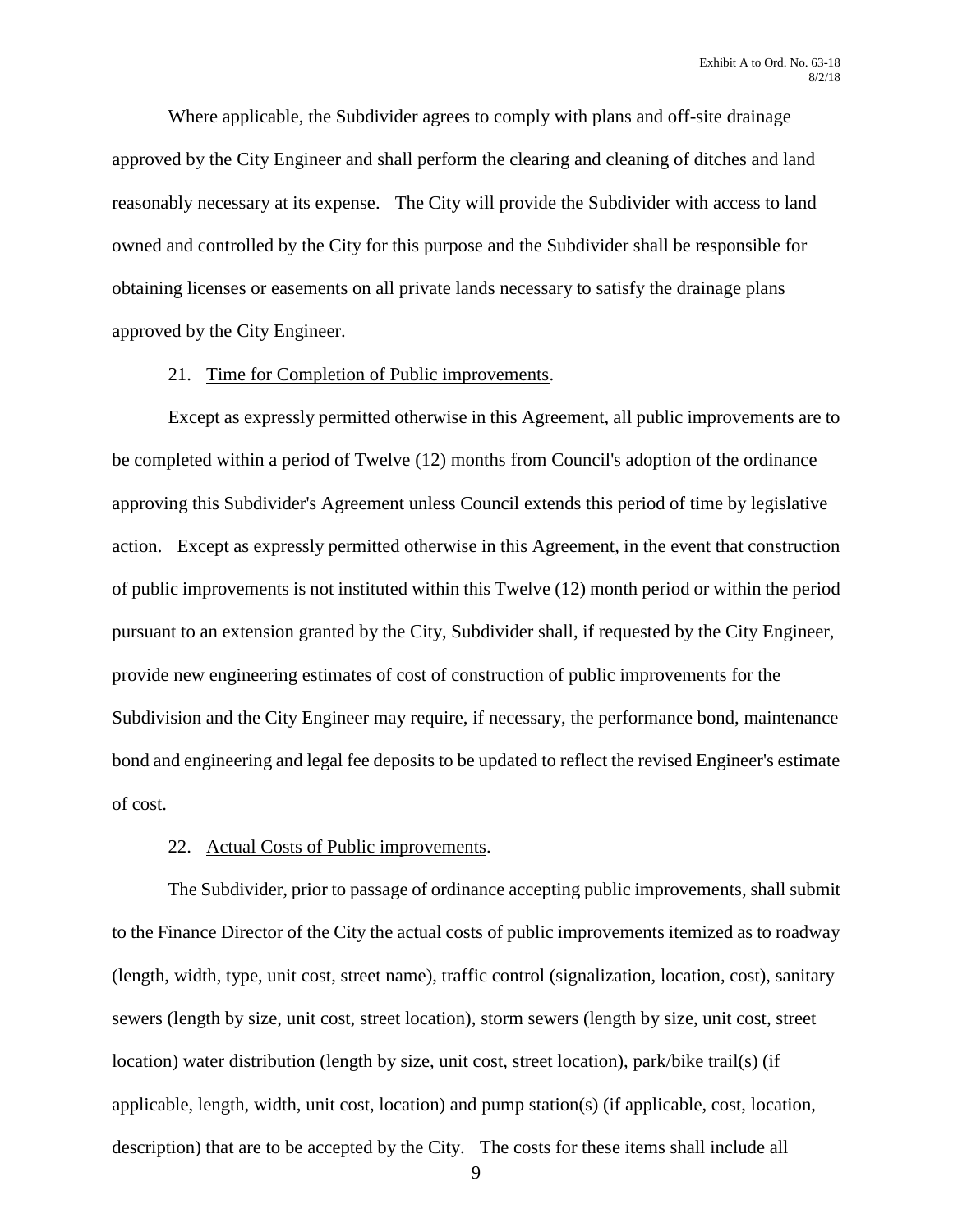Where applicable, the Subdivider agrees to comply with plans and off-site drainage approved by the City Engineer and shall perform the clearing and cleaning of ditches and land reasonably necessary at its expense. The City will provide the Subdivider with access to land owned and controlled by the City for this purpose and the Subdivider shall be responsible for obtaining licenses or easements on all private lands necessary to satisfy the drainage plans approved by the City Engineer.

21. Time for Completion of Public improvements.

Except as expressly permitted otherwise in this Agreement, all public improvements are to be completed within a period of Twelve (12) months from Council's adoption of the ordinance approving this Subdivider's Agreement unless Council extends this period of time by legislative action. Except as expressly permitted otherwise in this Agreement, in the event that construction of public improvements is not instituted within this Twelve (12) month period or within the period pursuant to an extension granted by the City, Subdivider shall, if requested by the City Engineer, provide new engineering estimates of cost of construction of public improvements for the Subdivision and the City Engineer may require, if necessary, the performance bond, maintenance bond and engineering and legal fee deposits to be updated to reflect the revised Engineer's estimate of cost.

22. Actual Costs of Public improvements.

The Subdivider, prior to passage of ordinance accepting public improvements, shall submit to the Finance Director of the City the actual costs of public improvements itemized as to roadway (length, width, type, unit cost, street name), traffic control (signalization, location, cost), sanitary sewers (length by size, unit cost, street location), storm sewers (length by size, unit cost, street location) water distribution (length by size, unit cost, street location), park/bike trail(s) (if applicable, length, width, unit cost, location) and pump station(s) (if applicable, cost, location, description) that are to be accepted by the City. The costs for these items shall include all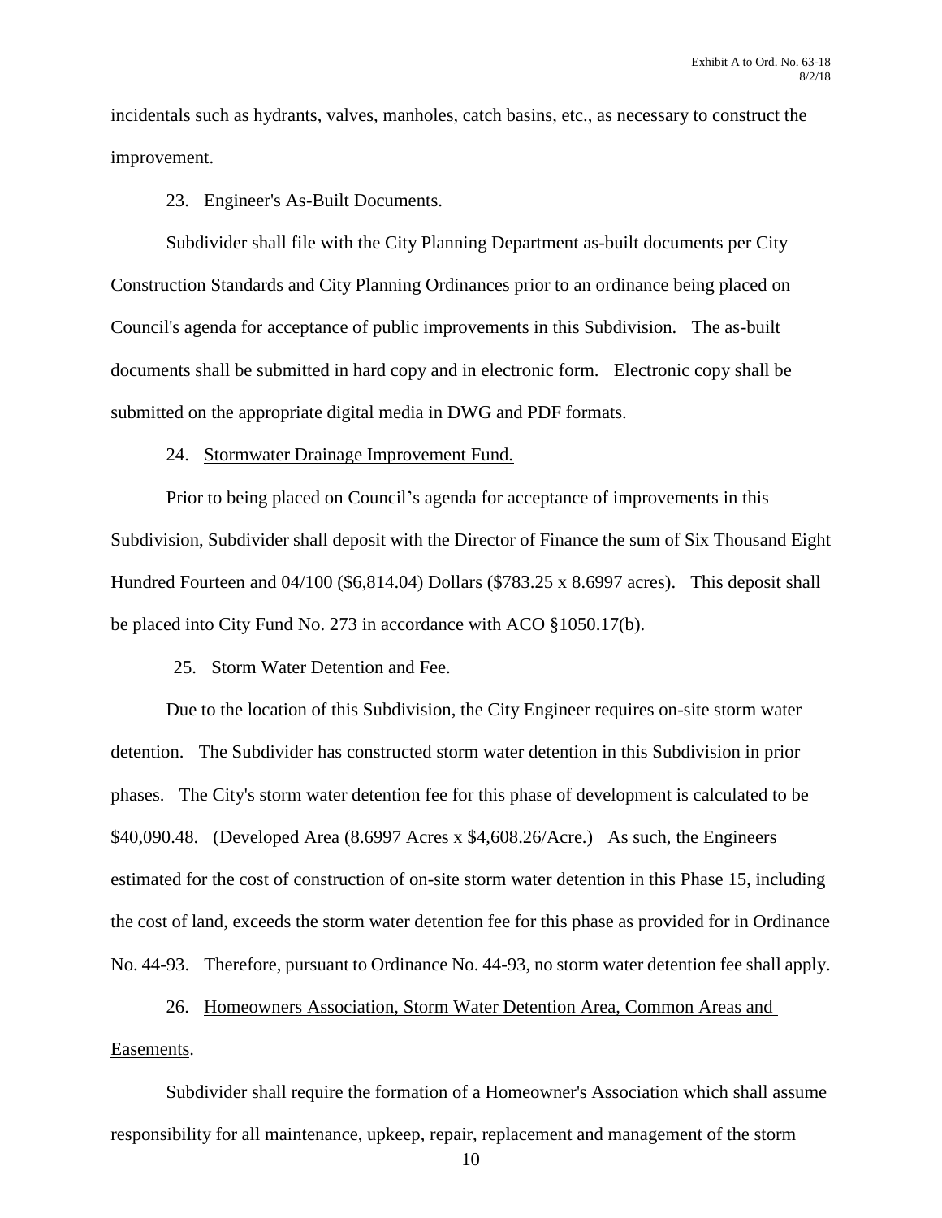incidentals such as hydrants, valves, manholes, catch basins, etc., as necessary to construct the improvement.

23. Engineer's As-Built Documents.

Subdivider shall file with the City Planning Department as-built documents per City Construction Standards and City Planning Ordinances prior to an ordinance being placed on Council's agenda for acceptance of public improvements in this Subdivision. The as-built documents shall be submitted in hard copy and in electronic form. Electronic copy shall be submitted on the appropriate digital media in DWG and PDF formats.

24. Stormwater Drainage Improvement Fund.

Prior to being placed on Council's agenda for acceptance of improvements in this Subdivision, Subdivider shall deposit with the Director of Finance the sum of Six Thousand Eight Hundred Fourteen and 04/100 ($6,814.04) Dollars ($783.25 x 8.6997 acres). This deposit shall be placed into City Fund No. 273 in accordance with ACO §1050.17(b).

25. Storm Water Detention and Fee.

Due to the location of this Subdivision, the City Engineer requires on-site storm water detention. The Subdivider has constructed storm water detention in this Subdivision in prior phases. The City's storm water detention fee for this phase of development is calculated to be $40,090.48. (Developed Area (8.6997 Acres x $4,608.26/Acre.) As such, the Engineers estimated for the cost of construction of on-site storm water detention in this Phase 15, including the cost of land, exceeds the storm water detention fee for this phase as provided for in Ordinance No. 44-93. Therefore, pursuant to Ordinance No. 44-93, no storm water detention fee shall apply.

26. Homeowners Association, Storm Water Detention Area, Common Areas and Easements.

Subdivider shall require the formation of a Homeowner's Association which shall assume responsibility for all maintenance, upkeep, repair, replacement and management of the storm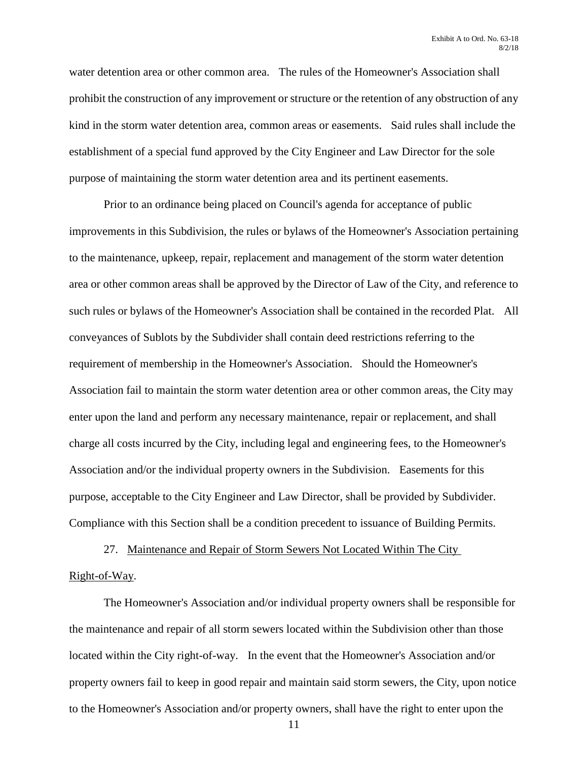water detention area or other common area. The rules of the Homeowner's Association shall prohibit the construction of any improvement or structure or the retention of any obstruction of any kind in the storm water detention area, common areas or easements. Said rules shall include the establishment of a special fund approved by the City Engineer and Law Director for the sole purpose of maintaining the storm water detention area and its pertinent easements.

Prior to an ordinance being placed on Council's agenda for acceptance of public improvements in this Subdivision, the rules or bylaws of the Homeowner's Association pertaining to the maintenance, upkeep, repair, replacement and management of the storm water detention area or other common areas shall be approved by the Director of Law of the City, and reference to such rules or bylaws of the Homeowner's Association shall be contained in the recorded Plat. All conveyances of Sublots by the Subdivider shall contain deed restrictions referring to the requirement of membership in the Homeowner's Association. Should the Homeowner's Association fail to maintain the storm water detention area or other common areas, the City may enter upon the land and perform any necessary maintenance, repair or replacement, and shall charge all costs incurred by the City, including legal and engineering fees, to the Homeowner's Association and/or the individual property owners in the Subdivision. Easements for this purpose, acceptable to the City Engineer and Law Director, shall be provided by Subdivider. Compliance with this Section shall be a condition precedent to issuance of Building Permits.

27. Maintenance and Repair of Storm Sewers Not Located Within The City Right-of-Way.

The Homeowner's Association and/or individual property owners shall be responsible for the maintenance and repair of all storm sewers located within the Subdivision other than those located within the City right-of-way. In the event that the Homeowner's Association and/or property owners fail to keep in good repair and maintain said storm sewers, the City, upon notice to the Homeowner's Association and/or property owners, shall have the right to enter upon the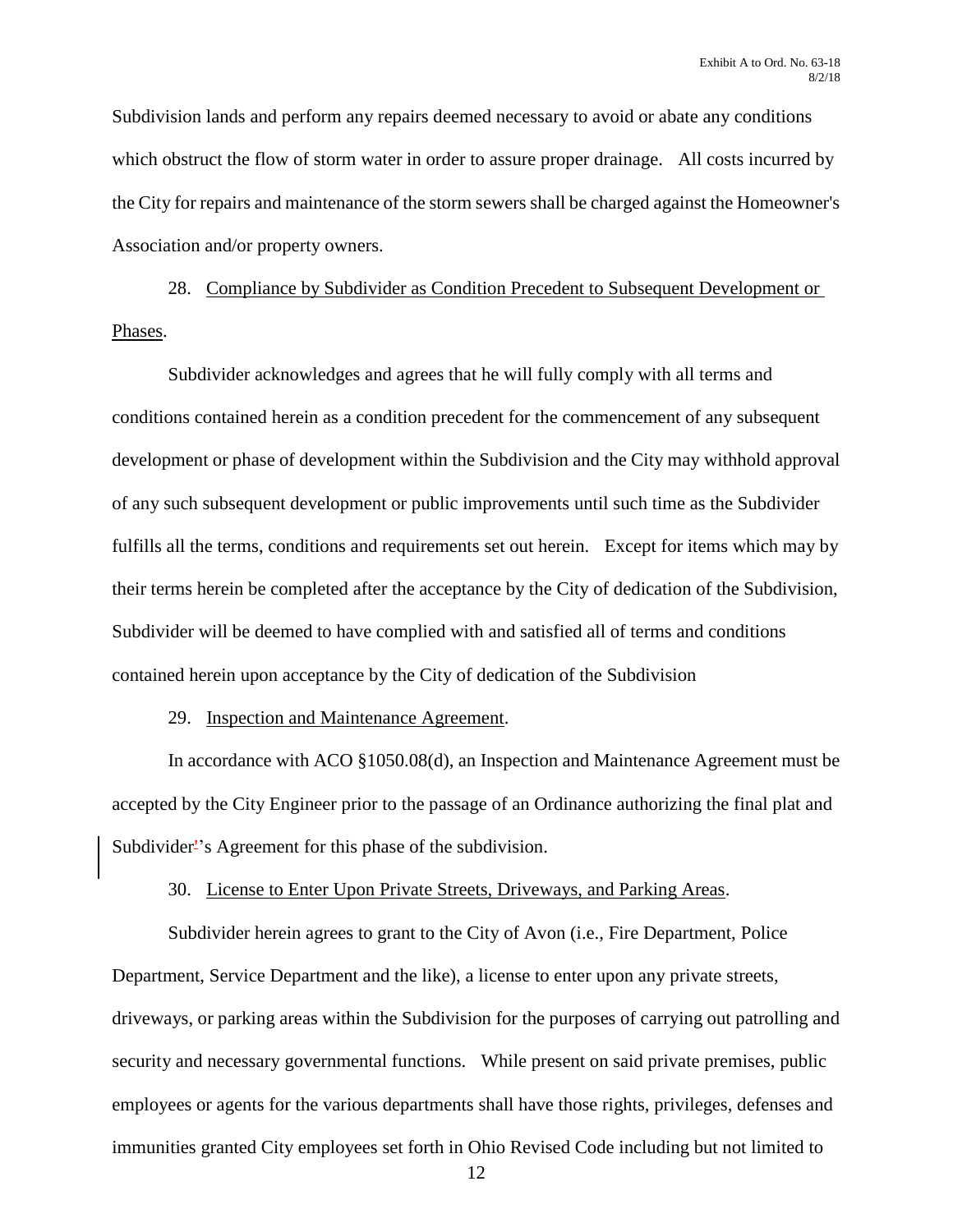Subdivision lands and perform any repairs deemed necessary to avoid or abate any conditions which obstruct the flow of storm water in order to assure proper drainage. All costs incurred by the City for repairs and maintenance of the storm sewers shall be charged against the Homeowner's Association and/or property owners.

28. Compliance by Subdivider as Condition Precedent to Subsequent Development or Phases.

Subdivider acknowledges and agrees that he will fully comply with all terms and conditions contained herein as a condition precedent for the commencement of any subsequent development or phase of development within the Subdivision and the City may withhold approval of any such subsequent development or public improvements until such time as the Subdivider fulfills all the terms, conditions and requirements set out herein. Except for items which may by their terms herein be completed after the acceptance by the City of dedication of the Subdivision, Subdivider will be deemed to have complied with and satisfied all of terms and conditions contained herein upon acceptance by the City of dedication of the Subdivision

29. Inspection and Maintenance Agreement.

In accordance with ACO §1050.08(d), an Inspection and Maintenance Agreement must be accepted by the City Engineer prior to the passage of an Ordinance authorizing the final plat and Subdivider's Agreement for this phase of the subdivision.

30. License to Enter Upon Private Streets, Driveways, and Parking Areas.

Subdivider herein agrees to grant to the City of Avon (i.e., Fire Department, Police Department, Service Department and the like), a license to enter upon any private streets, driveways, or parking areas within the Subdivision for the purposes of carrying out patrolling and security and necessary governmental functions. While present on said private premises, public employees or agents for the various departments shall have those rights, privileges, defenses and immunities granted City employees set forth in Ohio Revised Code including but not limited to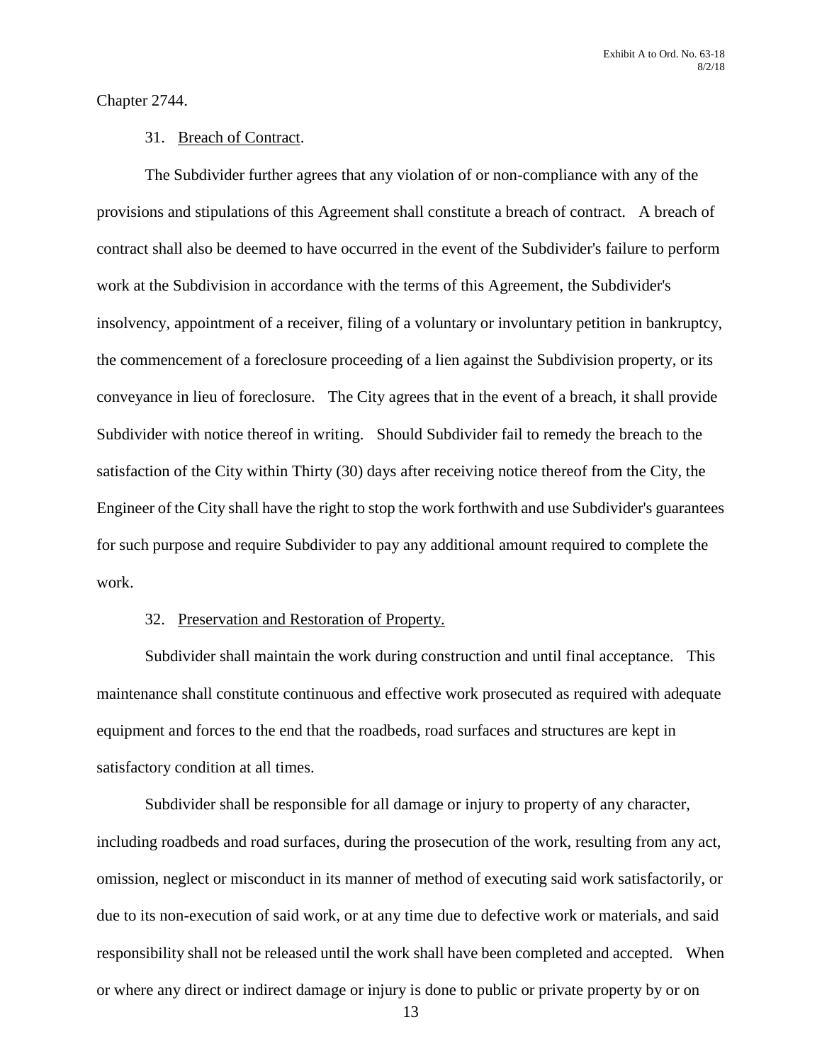Chapter 2744.

31. Breach of Contract.

The Subdivider further agrees that any violation of or non-compliance with any of the provisions and stipulations of this Agreement shall constitute a breach of contract. A breach of contract shall also be deemed to have occurred in the event of the Subdivider's failure to perform work at the Subdivision in accordance with the terms of this Agreement, the Subdivider's insolvency, appointment of a receiver, filing of a voluntary or involuntary petition in bankruptcy, the commencement of a foreclosure proceeding of a lien against the Subdivision property, or its conveyance in lieu of foreclosure. The City agrees that in the event of a breach, it shall provide Subdivider with notice thereof in writing. Should Subdivider fail to remedy the breach to the satisfaction of the City within Thirty (30) days after receiving notice thereof from the City, the Engineer of the City shall have the right to stop the work forthwith and use Subdivider's guarantees for such purpose and require Subdivider to pay any additional amount required to complete the work.

32. Preservation and Restoration of Property.

Subdivider shall maintain the work during construction and until final acceptance. This maintenance shall constitute continuous and effective work prosecuted as required with adequate equipment and forces to the end that the roadbeds, road surfaces and structures are kept in satisfactory condition at all times.

Subdivider shall be responsible for all damage or injury to property of any character, including roadbeds and road surfaces, during the prosecution of the work, resulting from any act, omission, neglect or misconduct in its manner of method of executing said work satisfactorily, or due to its non-execution of said work, or at any time due to defective work or materials, and said responsibility shall not be released until the work shall have been completed and accepted. When or where any direct or indirect damage or injury is done to public or private property by or on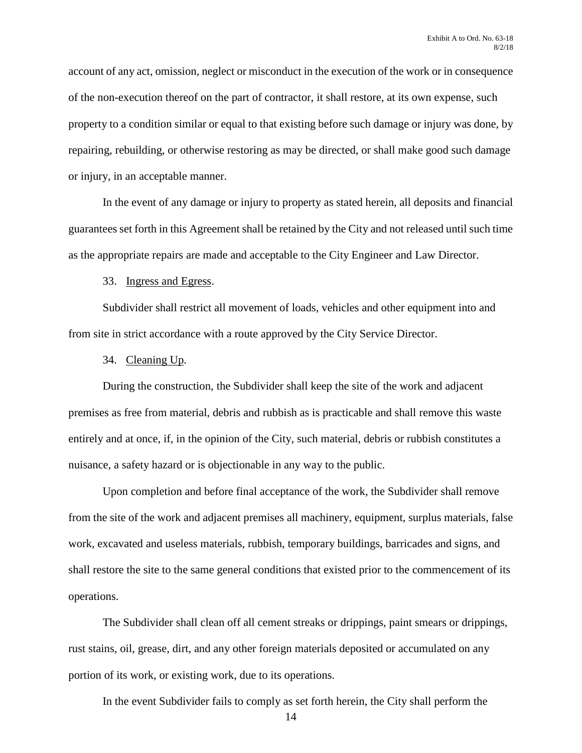account of any act, omission, neglect or misconduct in the execution of the work or in consequence of the non-execution thereof on the part of contractor, it shall restore, at its own expense, such property to a condition similar or equal to that existing before such damage or injury was done, by repairing, rebuilding, or otherwise restoring as may be directed, or shall make good such damage or injury, in an acceptable manner.

In the event of any damage or injury to property as stated herein, all deposits and financial guarantees set forth in this Agreement shall be retained by the City and not released until such time as the appropriate repairs are made and acceptable to the City Engineer and Law Director.

33. Ingress and Egress.

Subdivider shall restrict all movement of loads, vehicles and other equipment into and from site in strict accordance with a route approved by the City Service Director.

34. Cleaning Up.

During the construction, the Subdivider shall keep the site of the work and adjacent premises as free from material, debris and rubbish as is practicable and shall remove this waste entirely and at once, if, in the opinion of the City, such material, debris or rubbish constitutes a nuisance, a safety hazard or is objectionable in any way to the public.

Upon completion and before final acceptance of the work, the Subdivider shall remove from the site of the work and adjacent premises all machinery, equipment, surplus materials, false work, excavated and useless materials, rubbish, temporary buildings, barricades and signs, and shall restore the site to the same general conditions that existed prior to the commencement of its operations.

The Subdivider shall clean off all cement streaks or drippings, paint smears or drippings, rust stains, oil, grease, dirt, and any other foreign materials deposited or accumulated on any portion of its work, or existing work, due to its operations.

In the event Subdivider fails to comply as set forth herein, the City shall perform the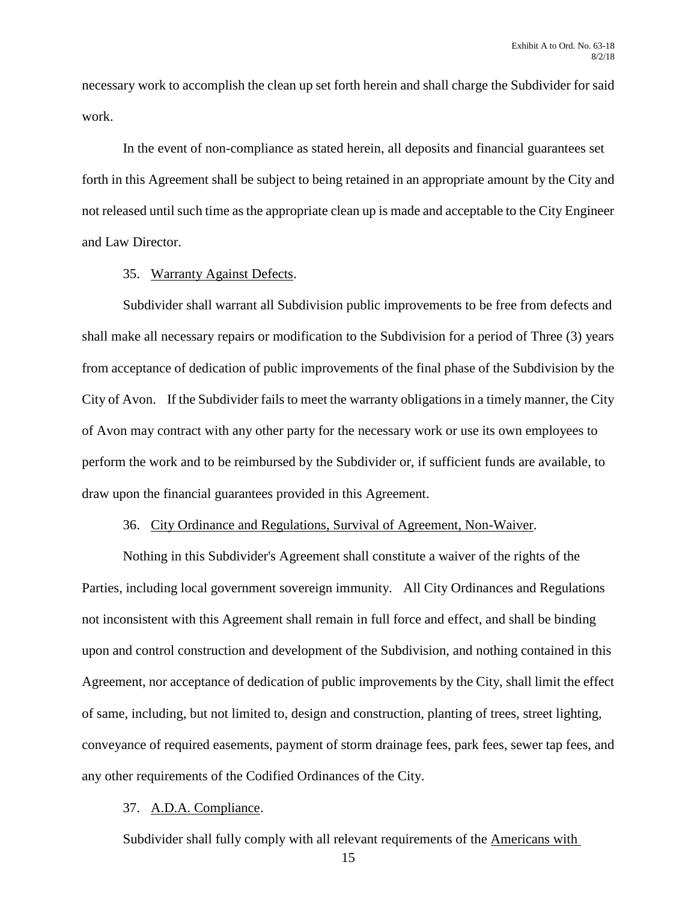necessary work to accomplish the clean up set forth herein and shall charge the Subdivider for said work.

In the event of non-compliance as stated herein, all deposits and financial guarantees set forth in this Agreement shall be subject to being retained in an appropriate amount by the City and not released until such time as the appropriate clean up is made and acceptable to the City Engineer and Law Director.

35. Warranty Against Defects.

Subdivider shall warrant all Subdivision public improvements to be free from defects and shall make all necessary repairs or modification to the Subdivision for a period of Three (3) years from acceptance of dedication of public improvements of the final phase of the Subdivision by the City of Avon. If the Subdivider fails to meet the warranty obligations in a timely manner, the City of Avon may contract with any other party for the necessary work or use its own employees to perform the work and to be reimbursed by the Subdivider or, if sufficient funds are available, to draw upon the financial guarantees provided in this Agreement.

36. City Ordinance and Regulations, Survival of Agreement, Non-Waiver.

Nothing in this Subdivider's Agreement shall constitute a waiver of the rights of the Parties, including local government sovereign immunity. All City Ordinances and Regulations not inconsistent with this Agreement shall remain in full force and effect, and shall be binding upon and control construction and development of the Subdivision, and nothing contained in this Agreement, nor acceptance of dedication of public improvements by the City, shall limit the effect of same, including, but not limited to, design and construction, planting of trees, street lighting, conveyance of required easements, payment of storm drainage fees, park fees, sewer tap fees, and any other requirements of the Codified Ordinances of the City.

37. A.D.A. Compliance.

Subdivider shall fully comply with all relevant requirements of the Americans with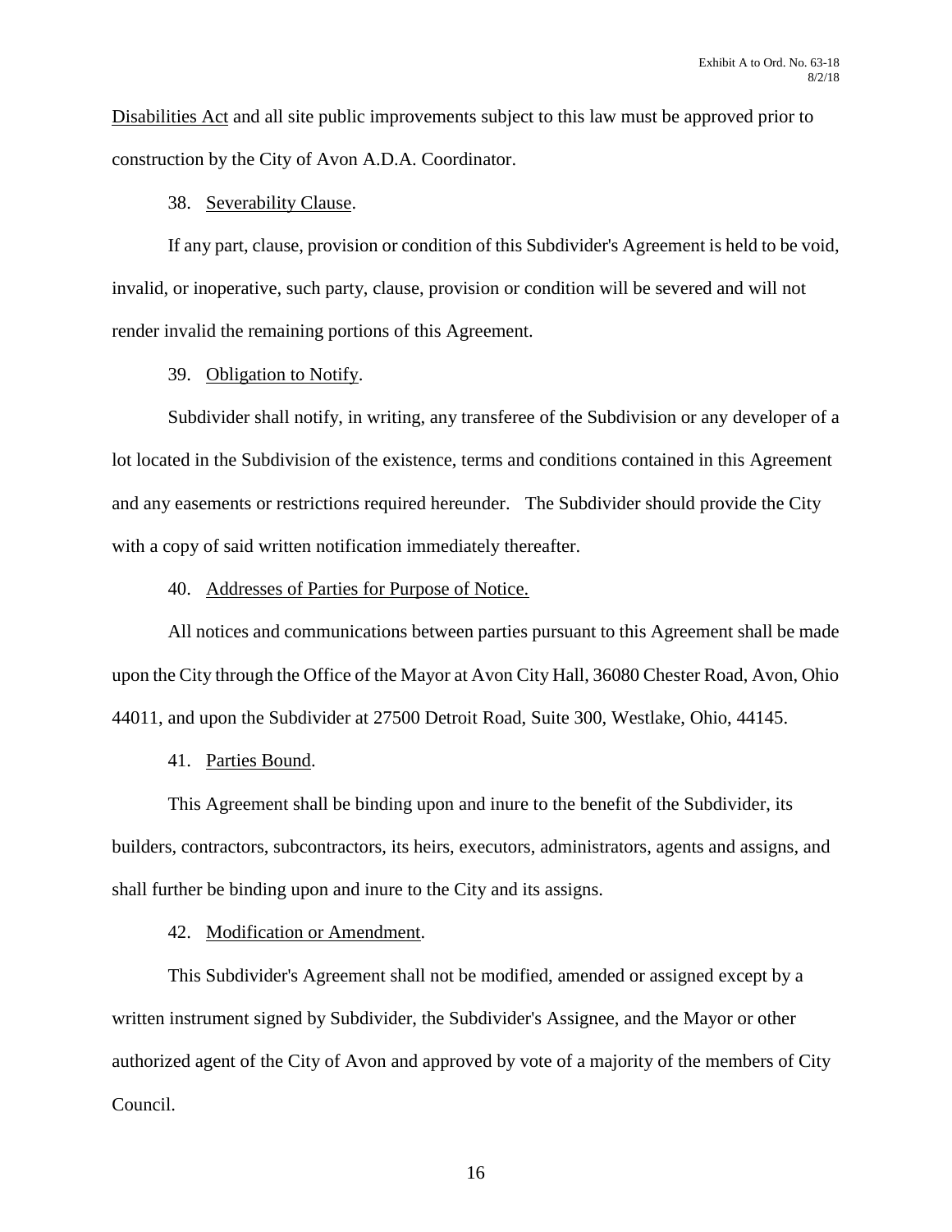Disabilities Act and all site public improvements subject to this law must be approved prior to construction by the City of Avon A.D.A. Coordinator.

38. Severability Clause.

If any part, clause, provision or condition of this Subdivider's Agreement is held to be void, invalid, or inoperative, such party, clause, provision or condition will be severed and will not render invalid the remaining portions of this Agreement.

39. Obligation to Notify.

Subdivider shall notify, in writing, any transferee of the Subdivision or any developer of a lot located in the Subdivision of the existence, terms and conditions contained in this Agreement and any easements or restrictions required hereunder. The Subdivider should provide the City with a copy of said written notification immediately thereafter.

40. Addresses of Parties for Purpose of Notice.

All notices and communications between parties pursuant to this Agreement shall be made upon the City through the Office of the Mayor at Avon City Hall, 36080 Chester Road, Avon, Ohio 44011, and upon the Subdivider at 27500 Detroit Road, Suite 300, Westlake, Ohio, 44145.

41. Parties Bound.

This Agreement shall be binding upon and inure to the benefit of the Subdivider, its builders, contractors, subcontractors, its heirs, executors, administrators, agents and assigns, and shall further be binding upon and inure to the City and its assigns.

42. Modification or Amendment.

This Subdivider's Agreement shall not be modified, amended or assigned except by a written instrument signed by Subdivider, the Subdivider's Assignee, and the Mayor or other authorized agent of the City of Avon and approved by vote of a majority of the members of City Council.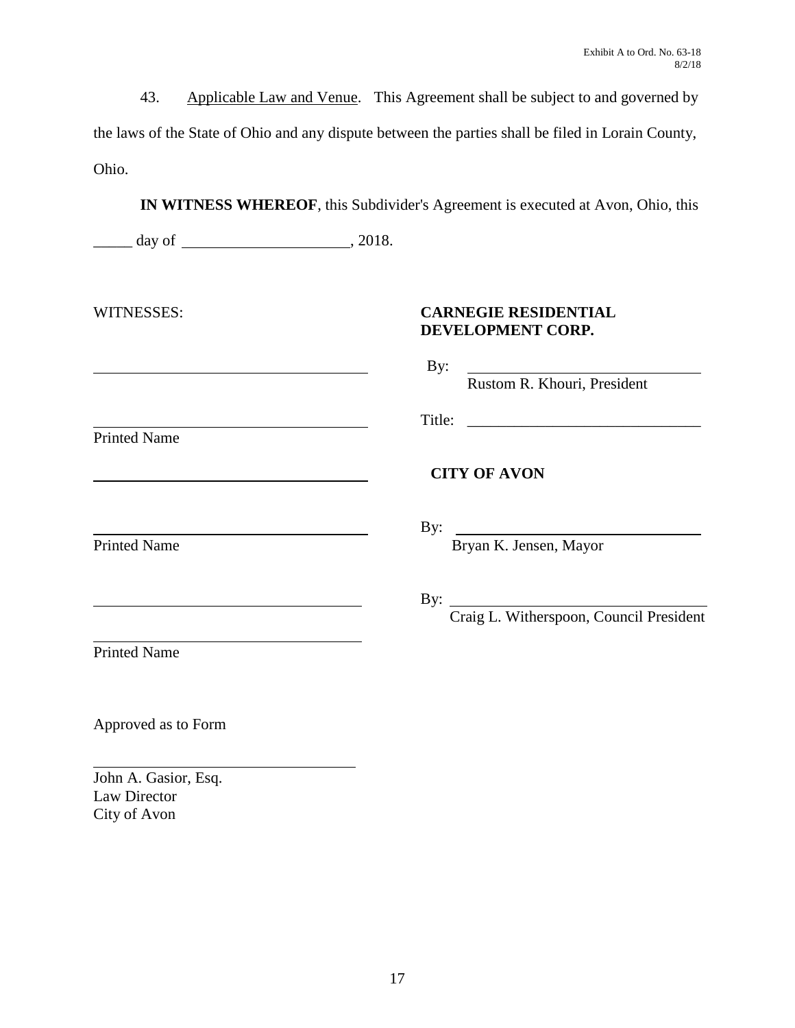43. Applicable Law and Venue. This Agreement shall be subject to and governed by the laws of the State of Ohio and any dispute between the parties shall be filed in Lorain County, Ohio.

**IN WITNESS WHEREOF**, this Subdivider's Agreement is executed at Avon, Ohio, this _____ day of _____________________, 2018.

WITNESSES:

**CARNEGIE RESIDENTIAL DEVELOPMENT CORP.**

______________________________

By: ______________________________
Rustom R. Khouri, President

______________________________
Printed Name

Title: ______________________________

______________________________

**CITY OF AVON**

______________________________
Printed Name

By: ______________________________
Bryan K. Jensen, Mayor

______________________________

By: ______________________________
Craig L. Witherspoon, Council President

______________________________
Printed Name

Approved as to Form

______________________________
John A. Gasior, Esq.
Law Director
City of Avon